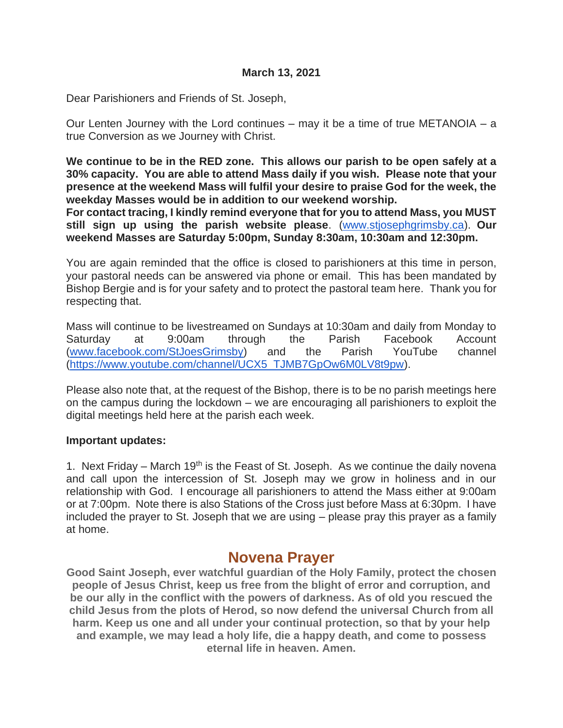**March 13, 2021**

Dear Parishioners and Friends of St. Joseph,

Our Lenten Journey with the Lord continues – may it be a time of true METANOIA – a true Conversion as we Journey with Christ.

**We continue to be in the RED zone. This allows our parish to be open safely at a 30% capacity. You are able to attend Mass daily if you wish. Please note that your presence at the weekend Mass will fulfil your desire to praise God for the week, the weekday Masses would be in addition to our weekend worship.**
**For contact tracing, I kindly remind everyone that for you to attend Mass, you MUST still sign up using the parish website please**. (www.stjosephgrimsby.ca). **Our weekend Masses are Saturday 5:00pm, Sunday 8:30am, 10:30am and 12:30pm.**

You are again reminded that the office is closed to parishioners at this time in person, your pastoral needs can be answered via phone or email. This has been mandated by Bishop Bergie and is for your safety and to protect the pastoral team here. Thank you for respecting that.

Mass will continue to be livestreamed on Sundays at 10:30am and daily from Monday to Saturday at 9:00am through the Parish Facebook Account (www.facebook.com/StJoesGrimsby) and the Parish YouTube channel (https://www.youtube.com/channel/UCX5_TJMB7GpOw6M0LV8t9pw).

Please also note that, at the request of the Bishop, there is to be no parish meetings here on the campus during the lockdown – we are encouraging all parishioners to exploit the digital meetings held here at the parish each week.

**Important updates:**

1. Next Friday – March 19th is the Feast of St. Joseph. As we continue the daily novena and call upon the intercession of St. Joseph may we grow in holiness and in our relationship with God. I encourage all parishioners to attend the Mass either at 9:00am or at 7:00pm. Note there is also Stations of the Cross just before Mass at 6:30pm. I have included the prayer to St. Joseph that we are using – please pray this prayer as a family at home.

## Novena Prayer

**Good Saint Joseph, ever watchful guardian of the Holy Family, protect the chosen people of Jesus Christ, keep us free from the blight of error and corruption, and be our ally in the conflict with the powers of darkness. As of old you rescued the child Jesus from the plots of Herod, so now defend the universal Church from all harm. Keep us one and all under your continual protection, so that by your help and example, we may lead a holy life, die a happy death, and come to possess eternal life in heaven. Amen.**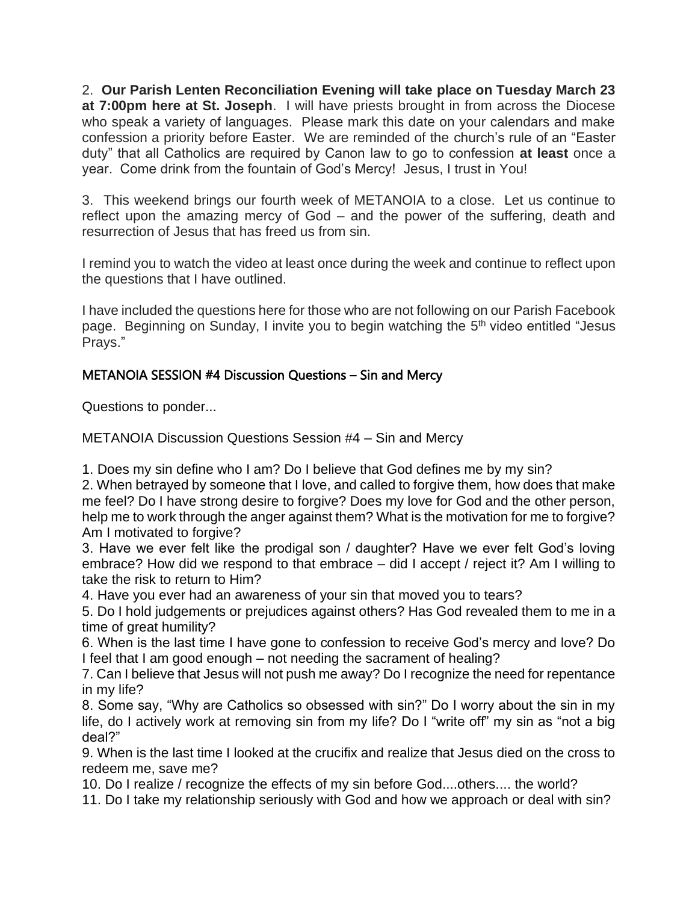2. **Our Parish Lenten Reconciliation Evening will take place on Tuesday March 23 at 7:00pm here at St. Joseph**. I will have priests brought in from across the Diocese who speak a variety of languages. Please mark this date on your calendars and make confession a priority before Easter. We are reminded of the church's rule of an "Easter duty" that all Catholics are required by Canon law to go to confession **at least** once a year. Come drink from the fountain of God's Mercy! Jesus, I trust in You!

3. This weekend brings our fourth week of METANOIA to a close. Let us continue to reflect upon the amazing mercy of God – and the power of the suffering, death and resurrection of Jesus that has freed us from sin.

I remind you to watch the video at least once during the week and continue to reflect upon the questions that I have outlined.

I have included the questions here for those who are not following on our Parish Facebook page. Beginning on Sunday, I invite you to begin watching the 5th video entitled "Jesus Prays."

<u>METANOIA SESSION #4 Discussion Questions – Sin and Mercy</u>

Questions to ponder...

METANOIA Discussion Questions Session #4 – Sin and Mercy

1. Does my sin define who I am? Do I believe that God defines me by my sin?
2. When betrayed by someone that I love, and called to forgive them, how does that make me feel? Do I have strong desire to forgive? Does my love for God and the other person, help me to work through the anger against them? What is the motivation for me to forgive? Am I motivated to forgive?
3. Have we ever felt like the prodigal son / daughter? Have we ever felt God's loving embrace? How did we respond to that embrace – did I accept / reject it? Am I willing to take the risk to return to Him?
4. Have you ever had an awareness of your sin that moved you to tears?
5. Do I hold judgements or prejudices against others? Has God revealed them to me in a time of great humility?
6. When is the last time I have gone to confession to receive God's mercy and love? Do I feel that I am good enough – not needing the sacrament of healing?
7. Can I believe that Jesus will not push me away? Do I recognize the need for repentance in my life?
8. Some say, "Why are Catholics so obsessed with sin?" Do I worry about the sin in my life, do I actively work at removing sin from my life? Do I "write off" my sin as "not a big deal?"
9. When is the last time I looked at the crucifix and realize that Jesus died on the cross to redeem me, save me?
10. Do I realize / recognize the effects of my sin before God....others.... the world?
11. Do I take my relationship seriously with God and how we approach or deal with sin?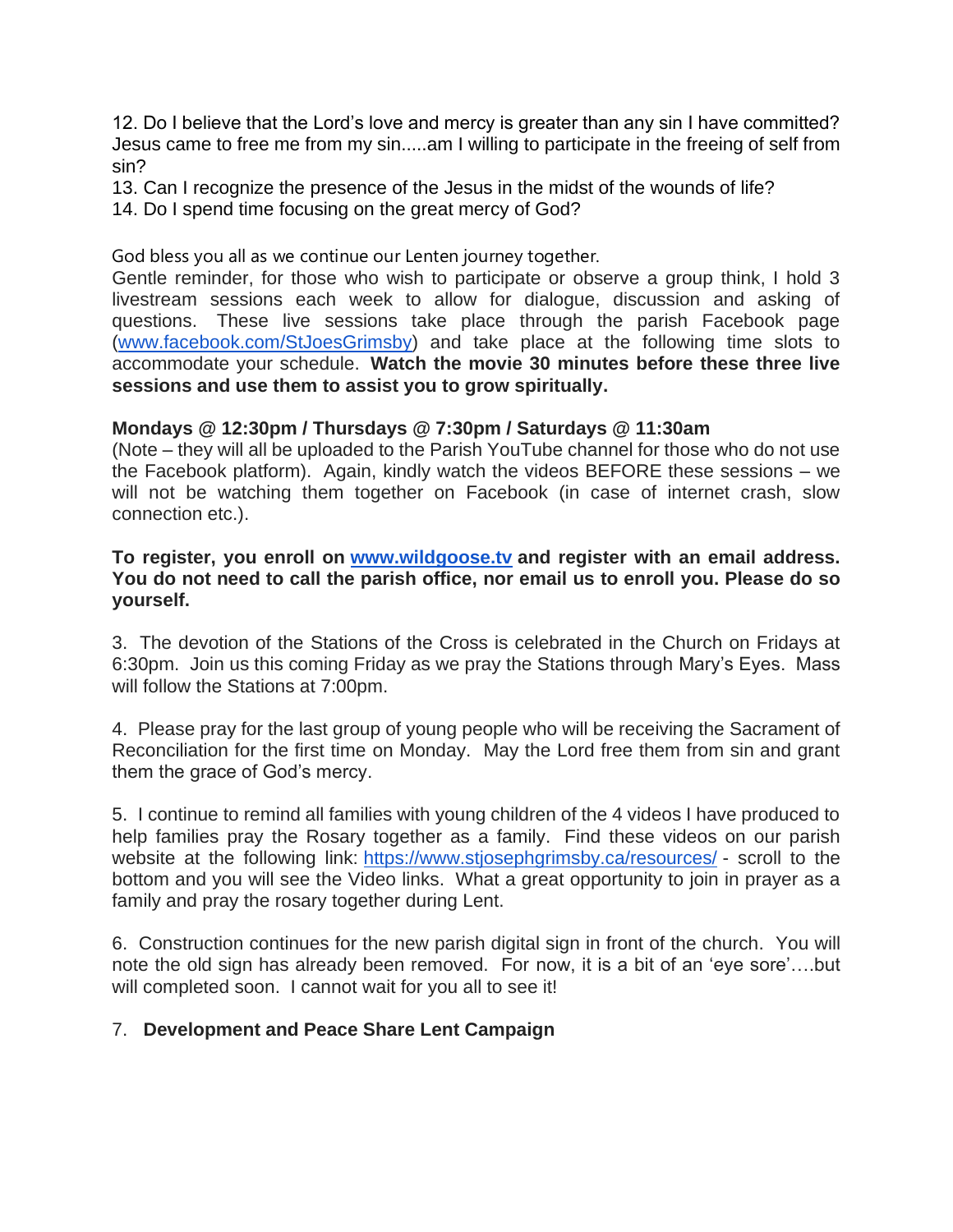12. Do I believe that the Lord's love and mercy is greater than any sin I have committed? Jesus came to free me from my sin.....am I willing to participate in the freeing of self from sin?
13. Can I recognize the presence of the Jesus in the midst of the wounds of life?
14. Do I spend time focusing on the great mercy of God?

God bless you all as we continue our Lenten journey together.
Gentle reminder, for those who wish to participate or observe a group think, I hold 3 livestream sessions each week to allow for dialogue, discussion and asking of questions. These live sessions take place through the parish Facebook page ([www.facebook.com/StJoesGrimsby](www.facebook.com/StJoesGrimsby)) and take place at the following time slots to accommodate your schedule. **Watch the movie 30 minutes before these three live sessions and use them to assist you to grow spiritually.**

**Mondays @ 12:30pm / Thursdays @ 7:30pm / Saturdays @ 11:30am**
(Note – they will all be uploaded to the Parish YouTube channel for those who do not use the Facebook platform). Again, kindly watch the videos BEFORE these sessions – we will not be watching them together on Facebook (in case of internet crash, slow connection etc.).

**To register, you enroll on [www.wildgoose.tv](www.wildgoose.tv) and register with an email address. You do not need to call the parish office, nor email us to enroll you. Please do so yourself.**

3. The devotion of the Stations of the Cross is celebrated in the Church on Fridays at 6:30pm. Join us this coming Friday as we pray the Stations through Mary's Eyes. Mass will follow the Stations at 7:00pm.

4. Please pray for the last group of young people who will be receiving the Sacrament of Reconciliation for the first time on Monday. May the Lord free them from sin and grant them the grace of God's mercy.

5. I continue to remind all families with young children of the 4 videos I have produced to help families pray the Rosary together as a family. Find these videos on our parish website at the following link: [https://www.stjosephgrimsby.ca/resources/](https://www.stjosephgrimsby.ca/resources/) - scroll to the bottom and you will see the Video links. What a great opportunity to join in prayer as a family and pray the rosary together during Lent.

6. Construction continues for the new parish digital sign in front of the church. You will note the old sign has already been removed. For now, it is a bit of an 'eye sore'….but will completed soon. I cannot wait for you all to see it!

7. **Development and Peace Share Lent Campaign**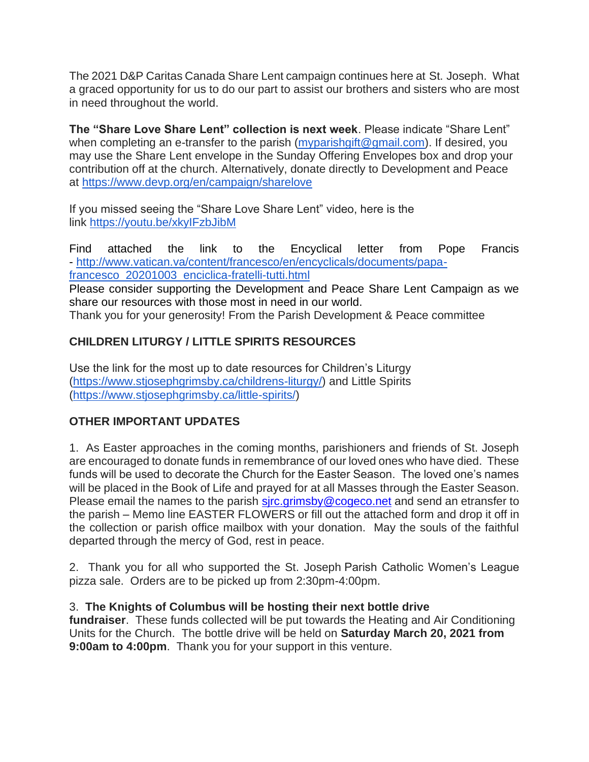The 2021 D&P Caritas Canada Share Lent campaign continues here at St. Joseph. What a graced opportunity for us to do our part to assist our brothers and sisters who are most in need throughout the world.

**The "Share Love Share Lent" collection is next week**. Please indicate "Share Lent" when completing an e-transfer to the parish (myparishgift@gmail.com). If desired, you may use the Share Lent envelope in the Sunday Offering Envelopes box and drop your contribution off at the church. Alternatively, donate directly to Development and Peace at https://www.devp.org/en/campaign/sharelove

If you missed seeing the "Share Love Share Lent" video, here is the link https://youtu.be/xkyIFzbJibM

Find attached the link to the Encyclical letter from Pope Francis - http://www.vatican.va/content/francesco/en/encyclicals/documents/papa-francesco_20201003_enciclica-fratelli-tutti.html

Please consider supporting the Development and Peace Share Lent Campaign as we share our resources with those most in need in our world.

Thank you for your generosity! From the Parish Development & Peace committee

**CHILDREN LITURGY / LITTLE SPIRITS RESOURCES**

Use the link for the most up to date resources for Children's Liturgy (https://www.stjosephgrimsby.ca/childrens-liturgy/) and Little Spirits (https://www.stjosephgrimsby.ca/little-spirits/)

**OTHER IMPORTANT UPDATES**

1. As Easter approaches in the coming months, parishioners and friends of St. Joseph are encouraged to donate funds in remembrance of our loved ones who have died. These funds will be used to decorate the Church for the Easter Season. The loved one's names will be placed in the Book of Life and prayed for at all Masses through the Easter Season. Please email the names to the parish sjrc.grimsby@cogeco.net and send an etransfer to the parish – Memo line EASTER FLOWERS or fill out the attached form and drop it off in the collection or parish office mailbox with your donation. May the souls of the faithful departed through the mercy of God, rest in peace.

2. Thank you for all who supported the St. Joseph Parish Catholic Women's League pizza sale. Orders are to be picked up from 2:30pm-4:00pm.

3. **The Knights of Columbus will be hosting their next bottle drive fundraiser**. These funds collected will be put towards the Heating and Air Conditioning Units for the Church. The bottle drive will be held on **Saturday March 20, 2021 from 9:00am to 4:00pm**. Thank you for your support in this venture.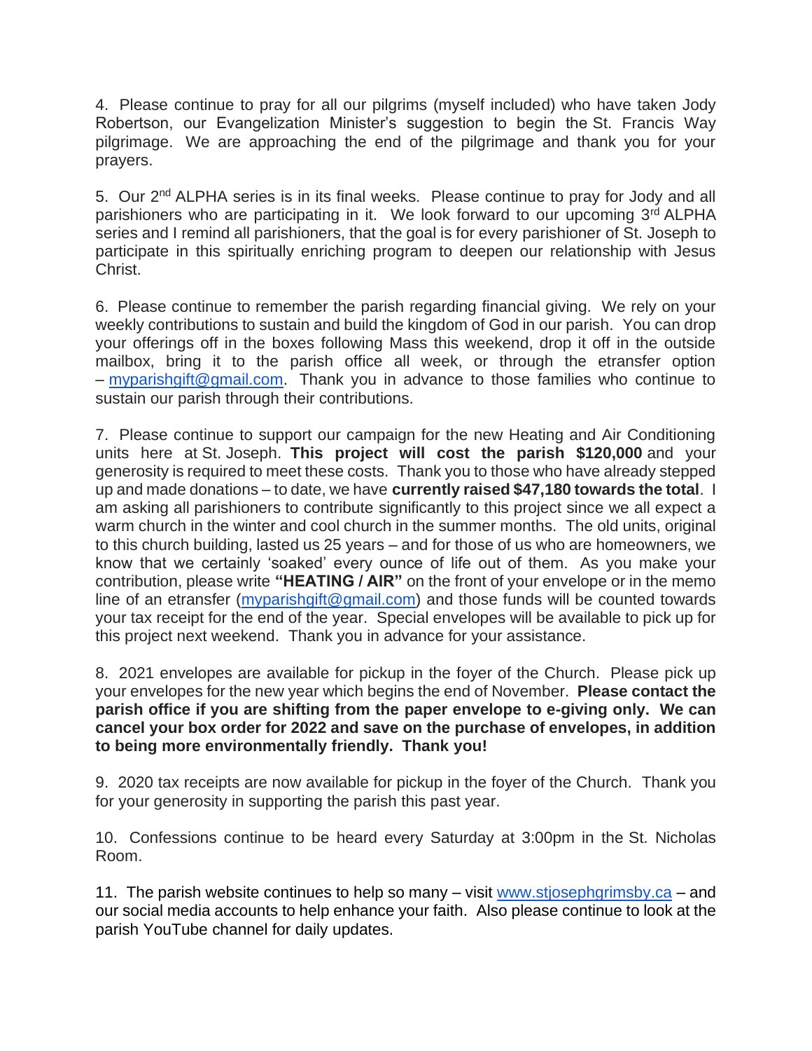4. Please continue to pray for all our pilgrims (myself included) who have taken Jody Robertson, our Evangelization Minister's suggestion to begin the St. Francis Way pilgrimage. We are approaching the end of the pilgrimage and thank you for your prayers.

5. Our 2nd ALPHA series is in its final weeks. Please continue to pray for Jody and all parishioners who are participating in it. We look forward to our upcoming 3rd ALPHA series and I remind all parishioners, that the goal is for every parishioner of St. Joseph to participate in this spiritually enriching program to deepen our relationship with Jesus Christ.

6. Please continue to remember the parish regarding financial giving. We rely on your weekly contributions to sustain and build the kingdom of God in our parish. You can drop your offerings off in the boxes following Mass this weekend, drop it off in the outside mailbox, bring it to the parish office all week, or through the etransfer option – myparishgift@gmail.com. Thank you in advance to those families who continue to sustain our parish through their contributions.

7. Please continue to support our campaign for the new Heating and Air Conditioning units here at St. Joseph. **This project will cost the parish $120,000** and your generosity is required to meet these costs. Thank you to those who have already stepped up and made donations – to date, we have **currently raised $47,180 towards the total**. I am asking all parishioners to contribute significantly to this project since we all expect a warm church in the winter and cool church in the summer months. The old units, original to this church building, lasted us 25 years – and for those of us who are homeowners, we know that we certainly 'soaked' every ounce of life out of them. As you make your contribution, please write **"HEATING / AIR"** on the front of your envelope or in the memo line of an etransfer (myparishgift@gmail.com) and those funds will be counted towards your tax receipt for the end of the year. Special envelopes will be available to pick up for this project next weekend. Thank you in advance for your assistance.

8. 2021 envelopes are available for pickup in the foyer of the Church. Please pick up your envelopes for the new year which begins the end of November. **Please contact the parish office if you are shifting from the paper envelope to e-giving only. We can cancel your box order for 2022 and save on the purchase of envelopes, in addition to being more environmentally friendly. Thank you!**

9. 2020 tax receipts are now available for pickup in the foyer of the Church. Thank you for your generosity in supporting the parish this past year.

10. Confessions continue to be heard every Saturday at 3:00pm in the St. Nicholas Room.

11. The parish website continues to help so many – visit www.stjosephgrimsby.ca – and our social media accounts to help enhance your faith. Also please continue to look at the parish YouTube channel for daily updates.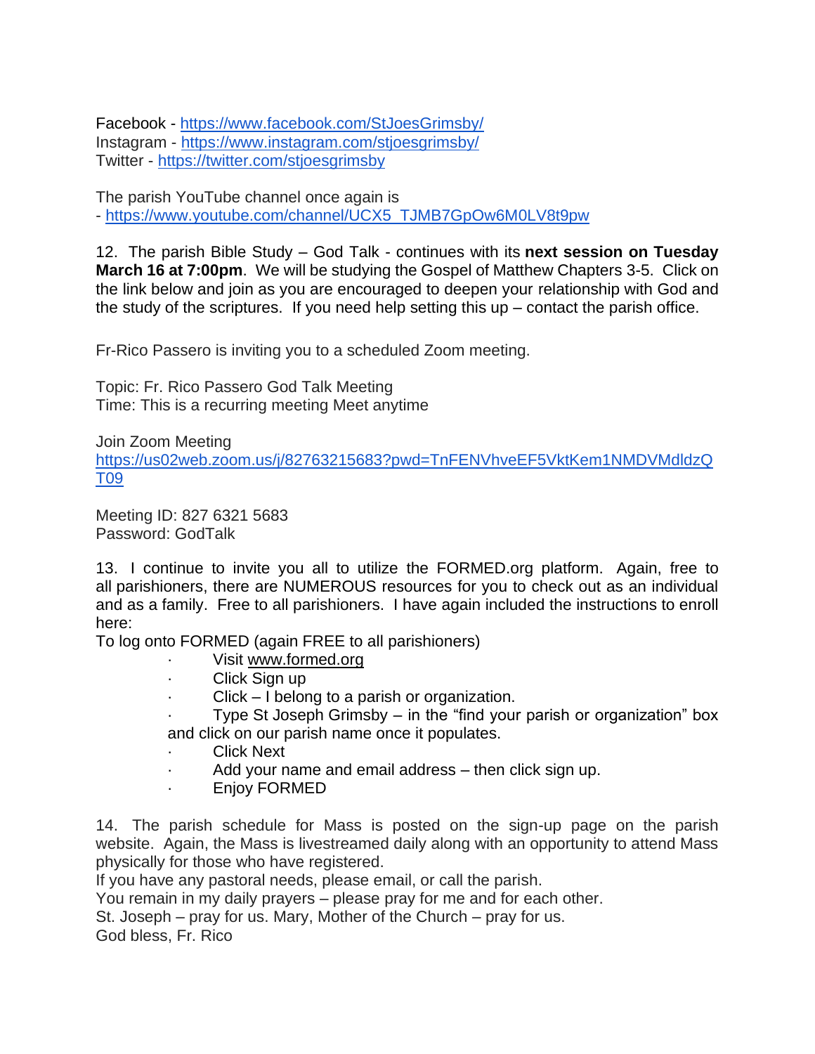Facebook - https://www.facebook.com/StJoesGrimsby/
Instagram - https://www.instagram.com/stjoesgrimsby/
Twitter - https://twitter.com/stjoesgrimsby

The parish YouTube channel once again is
- https://www.youtube.com/channel/UCX5_TJMB7GpOw6M0LV8t9pw

12. The parish Bible Study – God Talk - continues with its **next session on Tuesday March 16 at 7:00pm**. We will be studying the Gospel of Matthew Chapters 3-5. Click on the link below and join as you are encouraged to deepen your relationship with God and the study of the scriptures. If you need help setting this up – contact the parish office.

Fr-Rico Passero is inviting you to a scheduled Zoom meeting.

Topic: Fr. Rico Passero God Talk Meeting
Time: This is a recurring meeting Meet anytime

Join Zoom Meeting
https://us02web.zoom.us/j/82763215683?pwd=TnFENVhveEF5VktKem1NMDVMdldzQT09

Meeting ID: 827 6321 5683
Password: GodTalk

13. I continue to invite you all to utilize the FORMED.org platform. Again, free to all parishioners, there are NUMEROUS resources for you to check out as an individual and as a family. Free to all parishioners. I have again included the instructions to enroll here:
To log onto FORMED (again FREE to all parishioners)

- Visit www.formed.org
- Click Sign up
- Click – I belong to a parish or organization.
- Type St Joseph Grimsby – in the "find your parish or organization" box and click on our parish name once it populates.
- Click Next
- Add your name and email address – then click sign up.
- Enjoy FORMED

14. The parish schedule for Mass is posted on the sign-up page on the parish website. Again, the Mass is livestreamed daily along with an opportunity to attend Mass physically for those who have registered.
If you have any pastoral needs, please email, or call the parish.
You remain in my daily prayers – please pray for me and for each other.
St. Joseph – pray for us. Mary, Mother of the Church – pray for us.
God bless, Fr. Rico